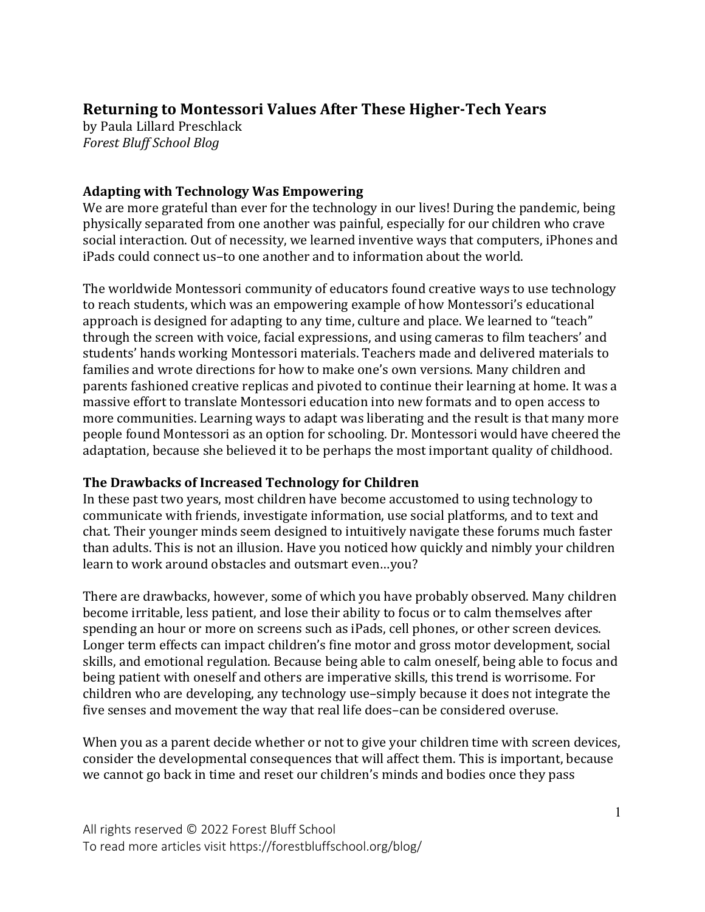# Returning to Montessori Values After These Higher-Tech Years

by Paula Lillard Preschlack
*Forest Bluff School Blog*

## Adapting with Technology Was Empowering

We are more grateful than ever for the technology in our lives! During the pandemic, being physically separated from one another was painful, especially for our children who crave social interaction. Out of necessity, we learned inventive ways that computers, iPhones and iPads could connect us–to one another and to information about the world.

The worldwide Montessori community of educators found creative ways to use technology to reach students, which was an empowering example of how Montessori's educational approach is designed for adapting to any time, culture and place. We learned to "teach" through the screen with voice, facial expressions, and using cameras to film teachers' and students' hands working Montessori materials. Teachers made and delivered materials to families and wrote directions for how to make one's own versions. Many children and parents fashioned creative replicas and pivoted to continue their learning at home. It was a massive effort to translate Montessori education into new formats and to open access to more communities. Learning ways to adapt was liberating and the result is that many more people found Montessori as an option for schooling. Dr. Montessori would have cheered the adaptation, because she believed it to be perhaps the most important quality of childhood.

## The Drawbacks of Increased Technology for Children

In these past two years, most children have become accustomed to using technology to communicate with friends, investigate information, use social platforms, and to text and chat. Their younger minds seem designed to intuitively navigate these forums much faster than adults. This is not an illusion. Have you noticed how quickly and nimbly your children learn to work around obstacles and outsmart even…you?

There are drawbacks, however, some of which you have probably observed. Many children become irritable, less patient, and lose their ability to focus or to calm themselves after spending an hour or more on screens such as iPads, cell phones, or other screen devices. Longer term effects can impact children's fine motor and gross motor development, social skills, and emotional regulation. Because being able to calm oneself, being able to focus and being patient with oneself and others are imperative skills, this trend is worrisome. For children who are developing, any technology use–simply because it does not integrate the five senses and movement the way that real life does–can be considered overuse.

When you as a parent decide whether or not to give your children time with screen devices, consider the developmental consequences that will affect them. This is important, because we cannot go back in time and reset our children's minds and bodies once they pass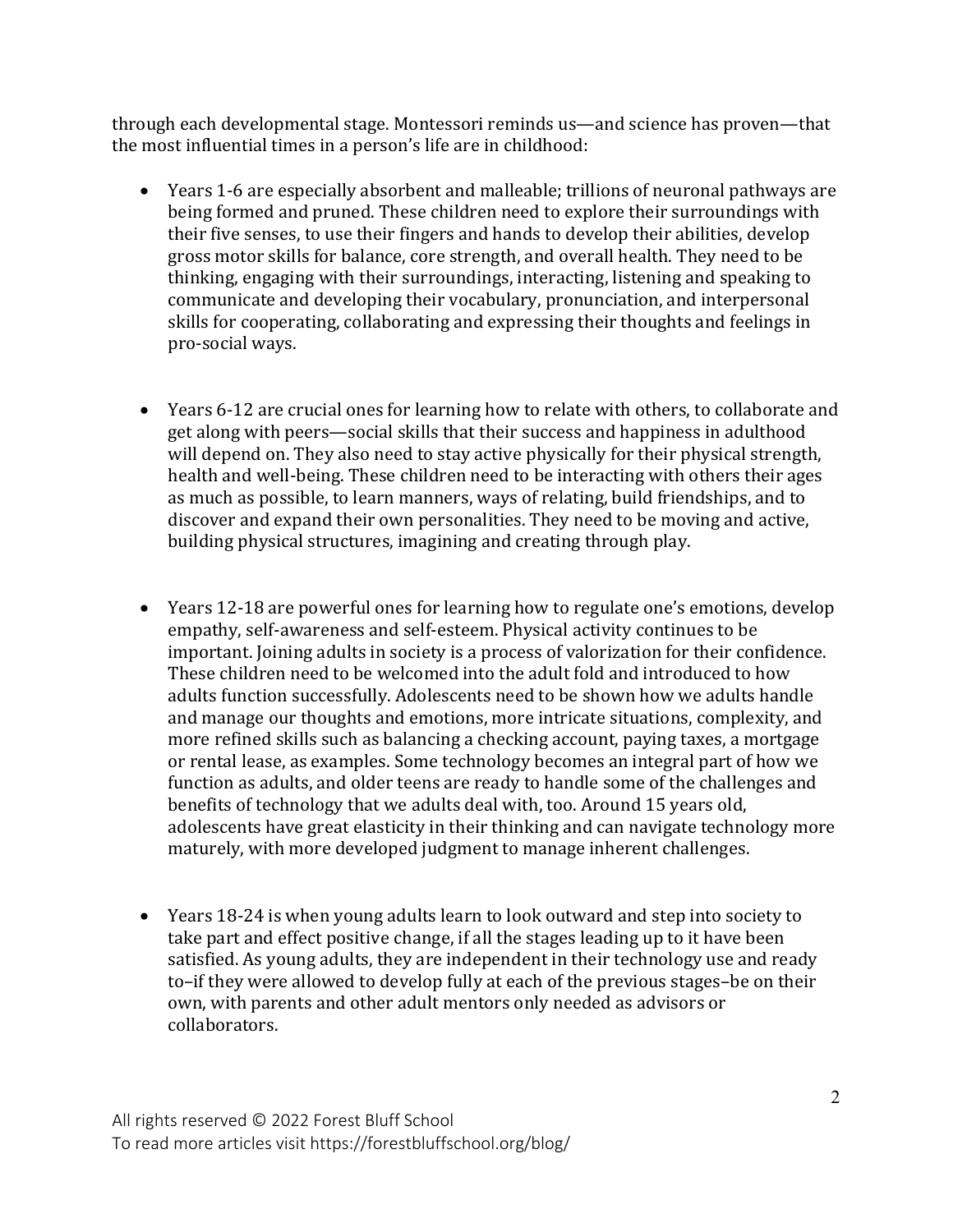through each developmental stage. Montessori reminds us—and science has proven—that the most influential times in a person's life are in childhood:

- Years 1-6 are especially absorbent and malleable; trillions of neuronal pathways are being formed and pruned. These children need to explore their surroundings with their five senses, to use their fingers and hands to develop their abilities, develop gross motor skills for balance, core strength, and overall health. They need to be thinking, engaging with their surroundings, interacting, listening and speaking to communicate and developing their vocabulary, pronunciation, and interpersonal skills for cooperating, collaborating and expressing their thoughts and feelings in pro-social ways.

- Years 6-12 are crucial ones for learning how to relate with others, to collaborate and get along with peers—social skills that their success and happiness in adulthood will depend on. They also need to stay active physically for their physical strength, health and well-being. These children need to be interacting with others their ages as much as possible, to learn manners, ways of relating, build friendships, and to discover and expand their own personalities. They need to be moving and active, building physical structures, imagining and creating through play.

- Years 12-18 are powerful ones for learning how to regulate one's emotions, develop empathy, self-awareness and self-esteem. Physical activity continues to be important. Joining adults in society is a process of valorization for their confidence. These children need to be welcomed into the adult fold and introduced to how adults function successfully. Adolescents need to be shown how we adults handle and manage our thoughts and emotions, more intricate situations, complexity, and more refined skills such as balancing a checking account, paying taxes, a mortgage or rental lease, as examples. Some technology becomes an integral part of how we function as adults, and older teens are ready to handle some of the challenges and benefits of technology that we adults deal with, too. Around 15 years old, adolescents have great elasticity in their thinking and can navigate technology more maturely, with more developed judgment to manage inherent challenges.

- Years 18-24 is when young adults learn to look outward and step into society to take part and effect positive change, if all the stages leading up to it have been satisfied. As young adults, they are independent in their technology use and ready to–if they were allowed to develop fully at each of the previous stages–be on their own, with parents and other adult mentors only needed as advisors or collaborators.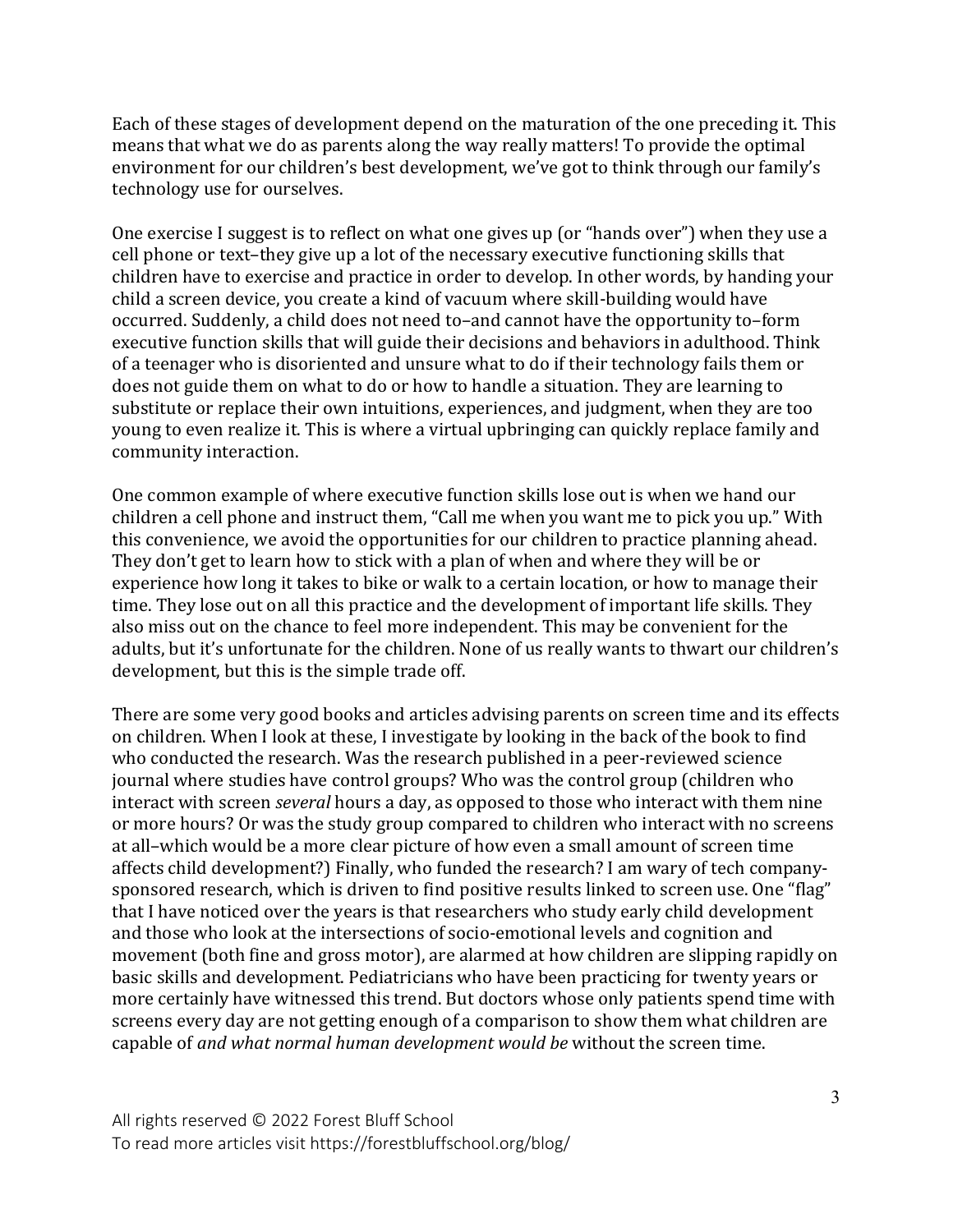Each of these stages of development depend on the maturation of the one preceding it. This means that what we do as parents along the way really matters! To provide the optimal environment for our children's best development, we've got to think through our family's technology use for ourselves.

One exercise I suggest is to reflect on what one gives up (or "hands over") when they use a cell phone or text–they give up a lot of the necessary executive functioning skills that children have to exercise and practice in order to develop. In other words, by handing your child a screen device, you create a kind of vacuum where skill-building would have occurred. Suddenly, a child does not need to–and cannot have the opportunity to–form executive function skills that will guide their decisions and behaviors in adulthood. Think of a teenager who is disoriented and unsure what to do if their technology fails them or does not guide them on what to do or how to handle a situation. They are learning to substitute or replace their own intuitions, experiences, and judgment, when they are too young to even realize it. This is where a virtual upbringing can quickly replace family and community interaction.

One common example of where executive function skills lose out is when we hand our children a cell phone and instruct them, "Call me when you want me to pick you up." With this convenience, we avoid the opportunities for our children to practice planning ahead. They don't get to learn how to stick with a plan of when and where they will be or experience how long it takes to bike or walk to a certain location, or how to manage their time. They lose out on all this practice and the development of important life skills. They also miss out on the chance to feel more independent. This may be convenient for the adults, but it's unfortunate for the children. None of us really wants to thwart our children's development, but this is the simple trade off.

There are some very good books and articles advising parents on screen time and its effects on children. When I look at these, I investigate by looking in the back of the book to find who conducted the research. Was the research published in a peer-reviewed science journal where studies have control groups? Who was the control group (children who interact with screen *several* hours a day, as opposed to those who interact with them nine or more hours? Or was the study group compared to children who interact with no screens at all–which would be a more clear picture of how even a small amount of screen time affects child development?) Finally, who funded the research? I am wary of tech company-sponsored research, which is driven to find positive results linked to screen use. One "flag" that I have noticed over the years is that researchers who study early child development and those who look at the intersections of socio-emotional levels and cognition and movement (both fine and gross motor), are alarmed at how children are slipping rapidly on basic skills and development. Pediatricians who have been practicing for twenty years or more certainly have witnessed this trend. But doctors whose only patients spend time with screens every day are not getting enough of a comparison to show them what children are capable of *and what normal human development would be* without the screen time.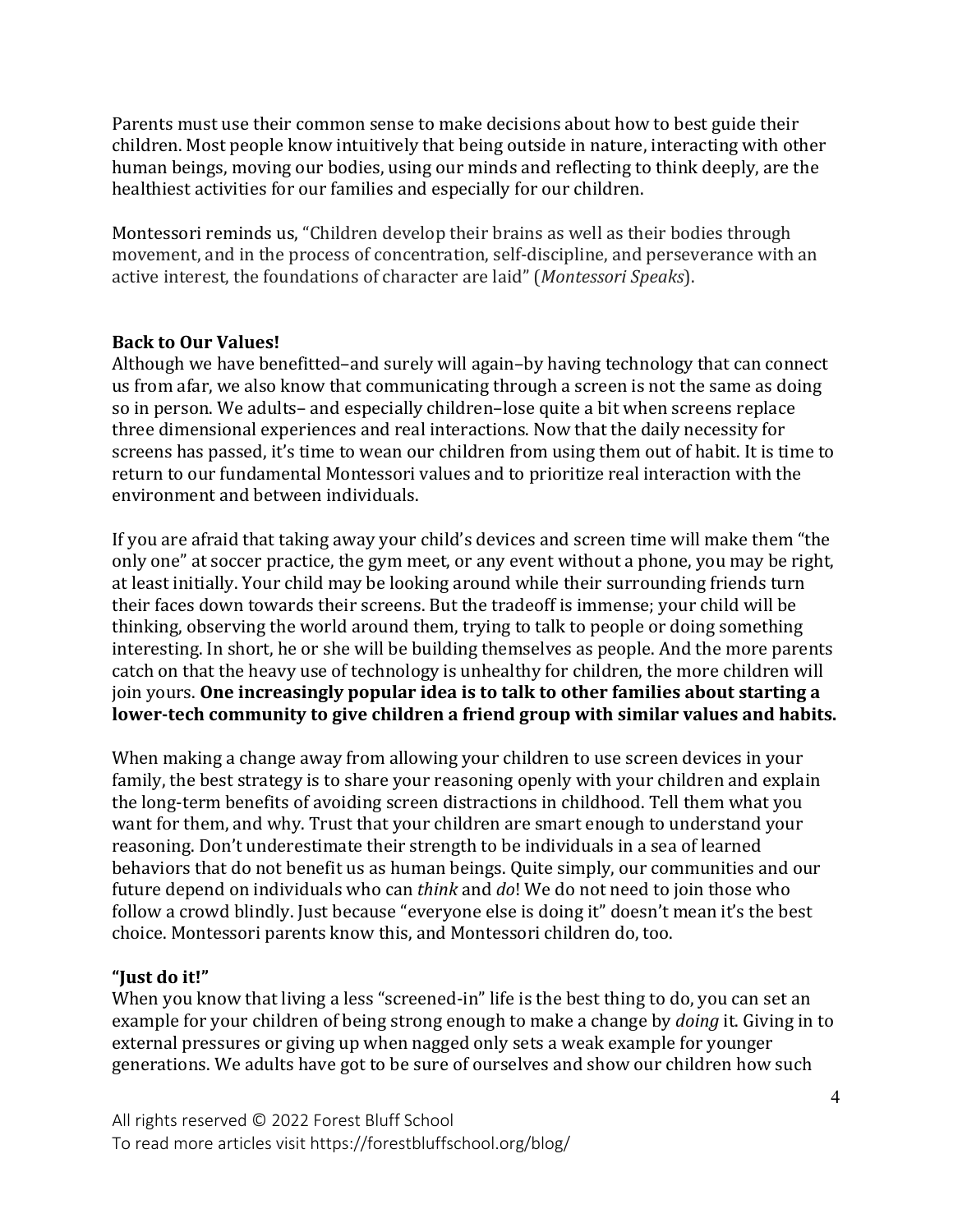Parents must use their common sense to make decisions about how to best guide their children. Most people know intuitively that being outside in nature, interacting with other human beings, moving our bodies, using our minds and reflecting to think deeply, are the healthiest activities for our families and especially for our children.

Montessori reminds us, "Children develop their brains as well as their bodies through movement, and in the process of concentration, self-discipline, and perseverance with an active interest, the foundations of character are laid" (*Montessori Speaks*).

**Back to Our Values!**

Although we have benefitted–and surely will again–by having technology that can connect us from afar, we also know that communicating through a screen is not the same as doing so in person. We adults– and especially children–lose quite a bit when screens replace three dimensional experiences and real interactions. Now that the daily necessity for screens has passed, it's time to wean our children from using them out of habit. It is time to return to our fundamental Montessori values and to prioritize real interaction with the environment and between individuals.

If you are afraid that taking away your child's devices and screen time will make them "the only one" at soccer practice, the gym meet, or any event without a phone, you may be right, at least initially. Your child may be looking around while their surrounding friends turn their faces down towards their screens. But the tradeoff is immense; your child will be thinking, observing the world around them, trying to talk to people or doing something interesting. In short, he or she will be building themselves as people. And the more parents catch on that the heavy use of technology is unhealthy for children, the more children will join yours. **One increasingly popular idea is to talk to other families about starting a lower-tech community to give children a friend group with similar values and habits.**

When making a change away from allowing your children to use screen devices in your family, the best strategy is to share your reasoning openly with your children and explain the long-term benefits of avoiding screen distractions in childhood. Tell them what you want for them, and why. Trust that your children are smart enough to understand your reasoning. Don't underestimate their strength to be individuals in a sea of learned behaviors that do not benefit us as human beings. Quite simply, our communities and our future depend on individuals who can *think* and *do*! We do not need to join those who follow a crowd blindly. Just because "everyone else is doing it" doesn't mean it's the best choice. Montessori parents know this, and Montessori children do, too.

**"Just do it!"**

When you know that living a less "screened-in" life is the best thing to do, you can set an example for your children of being strong enough to make a change by *doing* it. Giving in to external pressures or giving up when nagged only sets a weak example for younger generations. We adults have got to be sure of ourselves and show our children how such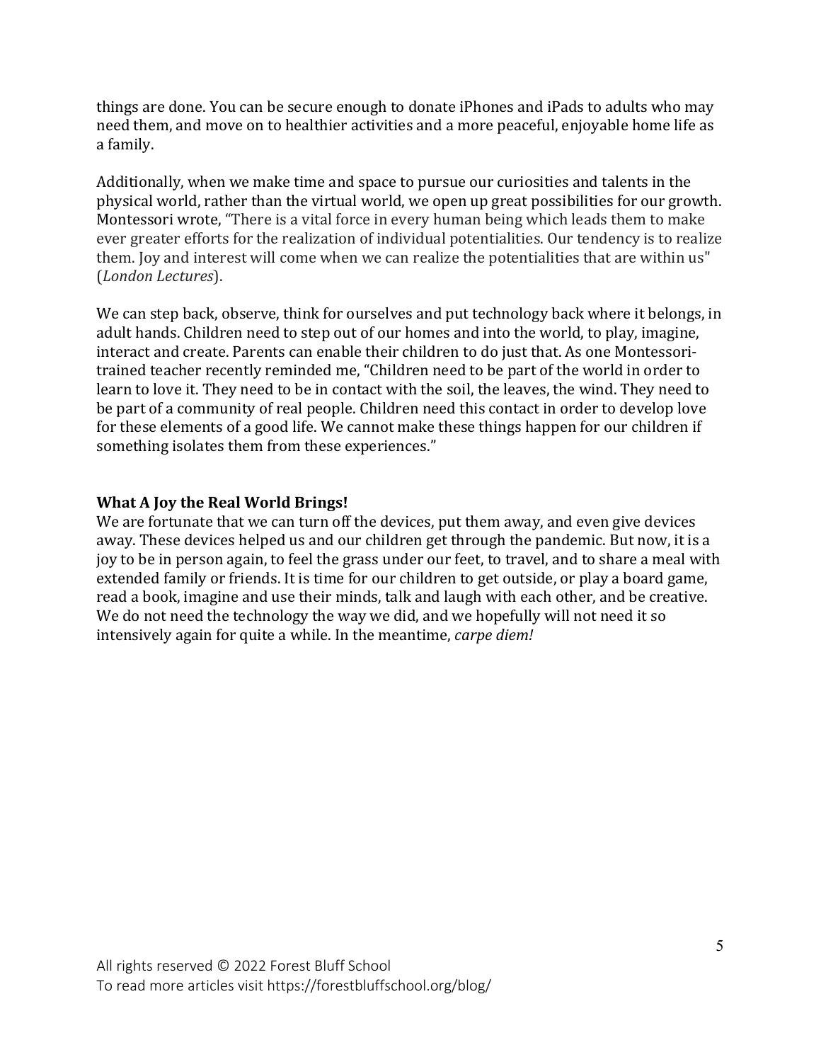things are done. You can be secure enough to donate iPhones and iPads to adults who may need them, and move on to healthier activities and a more peaceful, enjoyable home life as a family.

Additionally, when we make time and space to pursue our curiosities and talents in the physical world, rather than the virtual world, we open up great possibilities for our growth. Montessori wrote, "There is a vital force in every human being which leads them to make ever greater efforts for the realization of individual potentialities. Our tendency is to realize them. Joy and interest will come when we can realize the potentialities that are within us" (*London Lectures*).

We can step back, observe, think for ourselves and put technology back where it belongs, in adult hands. Children need to step out of our homes and into the world, to play, imagine, interact and create. Parents can enable their children to do just that. As one Montessori-trained teacher recently reminded me, "Children need to be part of the world in order to learn to love it. They need to be in contact with the soil, the leaves, the wind. They need to be part of a community of real people. Children need this contact in order to develop love for these elements of a good life. We cannot make these things happen for our children if something isolates them from these experiences."

**What A Joy the Real World Brings!**

We are fortunate that we can turn off the devices, put them away, and even give devices away. These devices helped us and our children get through the pandemic. But now, it is a joy to be in person again, to feel the grass under our feet, to travel, and to share a meal with extended family or friends. It is time for our children to get outside, or play a board game, read a book, imagine and use their minds, talk and laugh with each other, and be creative. We do not need the technology the way we did, and we hopefully will not need it so intensively again for quite a while. In the meantime, *carpe diem!*